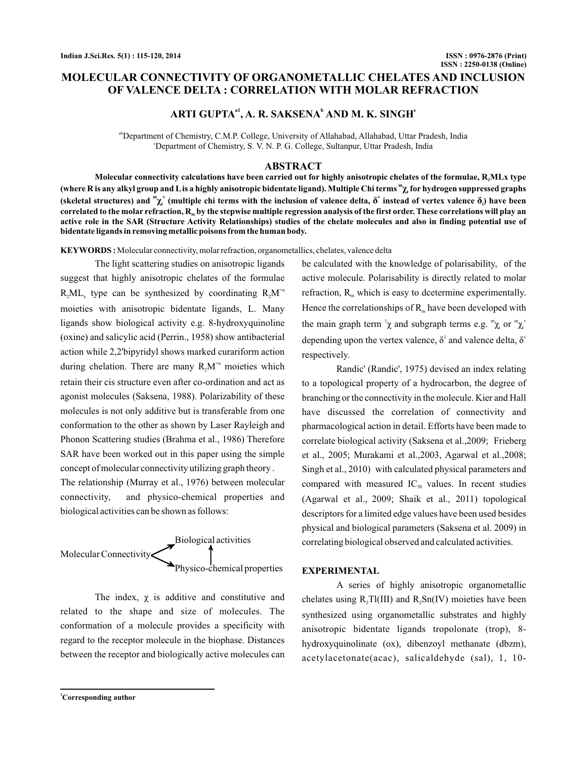# MOLECULAR CONNECTIVITY OF ORGANOMETALLIC CHELATES AND INCLUSION OF VALENCE DELTA : CORRELATION WITH MOLAR REFRACTION

**ARTI GUPTA[a1], A. R. SAKSENA[b] AND M. K. SINGH[c]**

[ab]Department of Chemistry, C.M.P. College, University of Allahabad, Allahabad, Uttar Pradesh, India
[c]Department of Chemistry, S. V. N. P. G. College, Sultanpur, Uttar Pradesh, India

## ABSTRACT

**Molecular connectivity calculations have been carried out for highly anisotropic chelates of the formulae, $R_2MLx$ type (where R is any alkyl group and L is a highly anisotropic bidentate ligand). Multiple Chi terms ${}^m\chi_t$ for hydrogen suppressed graphs (skeletal structures) and ${}^m\chi_t^v$ (multiple chi terms with the inclusion of valence delta, $\delta^v$ instead of vertex valence $\delta_i$) have been correlated to the molar refraction, $R_m$ by the stepwise multiple regression analysis of the first order. These correlations will play an active role in the SAR (Structure Activity Relationships) studies of the chelate molecules and also in finding potential use of bidentate ligands in removing metallic poisons from the human body.**

**KEYWORDS :** Molecular connectivity, molar refraction, organometallics, chelates, valence delta

The light scattering studies on anisotropic ligands suggest that highly anisotropic chelates of the formulae $R_2ML_x$ type can be synthesized by coordinating $R_2M^{+n}$ moieties with anisotropic bidentate ligands, L. Many ligands show biological activity e.g. 8-hydroxyquinoline (oxine) and salicylic acid (Perrin., 1958) show antibacterial action while 2,2'bipyridyl shows marked curariform action during chelation. There are many $R_2M^{+n}$ moieties which retain their cis structure even after co-ordination and act as agonist molecules (Saksena, 1988). Polarizability of these molecules is not only additive but is transferable from one conformation to the other as shown by Laser Rayleigh and Phonon Scattering studies (Brahma et al., 1986) Therefore SAR have been worked out in this paper using the simple concept of molecular connectivity utilizing graph theory .

The relationship (Murray et al., 1976) between molecular connectivity, and physico-chemical properties and biological activities can be shown as follows:

```
                        Biological activities
Molecular Connectivity          ↑
                        Physico-chemical properties
```

The index, $\chi$ is additive and constitutive and related to the shape and size of molecules. The conformation of a molecule provides a specificity with regard to the receptor molecule in the biophase. Distances between the receptor and biologically active molecules can be calculated with the knowledge of polarisability, of the active molecule. Polarisability is directly related to molar refraction, $R_m$ which is easy to dcetermine experimentally. Hence the correlationships of $R_m$ have been developed with the main graph term ${}^1\chi$ and subgraph terms e.g. ${}^m\chi_t$ or ${}^m\chi_t^v$ depending upon the vertex valence, $\delta^1$ and valence delta, $\delta^v$ respectively.

Randic' (Randic', 1975) devised an index relating to a topological property of a hydrocarbon, the degree of branching or the connectivity in the molecule. Kier and Hall have discussed the correlation of connectivity and pharmacological action in detail. Efforts have been made to correlate biological activity (Saksena et al.,2009; Frieberg et al., 2005; Murakami et al.,2003, Agarwal et al.,2008; Singh et al., 2010) with calculated physical parameters and compared with measured $IC_{50}$ values. In recent studies (Agarwal et al., 2009; Shaik et al., 2011) topological descriptors for a limited edge values have been used besides physical and biological parameters (Saksena et al. 2009) in correlating biological observed and calculated activities.

## EXPERIMENTAL

A series of highly anisotropic organometallic chelates using $R_2Tl(III)$ and $R_2Sn(IV)$ moieties have been synthesized using organometallic substrates and highly anisotropic bidentate ligands tropolonate (trop), 8-hydroxyquinolinate (ox), dibenzoyl methanate (dbzm), acetylacetonate(acac), salicaldehyde (sal), 1, 10-

[1]Corresponding author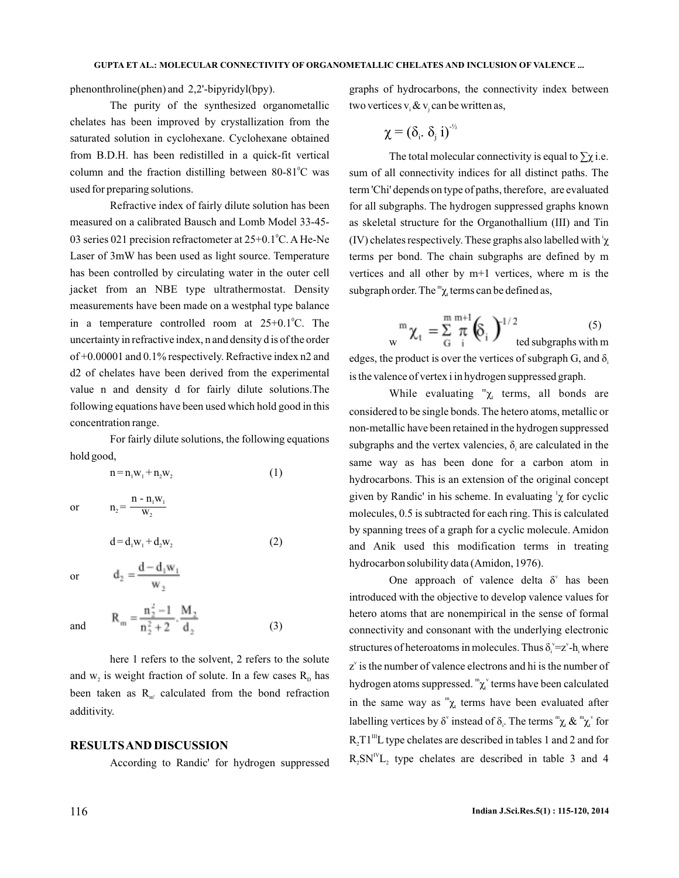phenonthroline(phen) and 2,2'-bipyridyl(bpy).

The purity of the synthesized organometallic chelates has been improved by crystallization from the saturated solution in cyclohexane. Cyclohexane obtained from B.D.H. has been redistilled in a quick-fit vertical column and the fraction distilling between 80-81$^0$C was used for preparing solutions.

Refractive index of fairly dilute solution has been measured on a calibrated Bausch and Lomb Model 33-45-03 series 021 precision refractometer at 25+0.1$^0$C. A He-Ne Laser of 3mW has been used as light source. Temperature has been controlled by circulating water in the outer cell jacket from an NBE type ultrathermostat. Density measurements have been made on a westphal type balance in a temperature controlled room at 25+0.1$^0$C. The uncertainty in refractive index, n and density d is of the order of +0.00001 and 0.1% respectively. Refractive index n2 and d2 of chelates have been derived from the experimental value n and density d for fairly dilute solutions. The following equations have been used which hold good in this concentration range.

For fairly dilute solutions, the following equations hold good,

$$n = n_1 w_1 + n_2 w_2 \qquad (1)$$

or $$n_2 = \frac{n - n_1 w_1}{w_2}$$

$$d = d_1 w_1 + d_2 w_2 \qquad (2)$$

or $$d_2 = \frac{d - d_1 w_1}{w_2}$$

and $$R_m = \frac{n_2^2 - 1}{n_2^2 + 2} \cdot \frac{M_2}{d_2} \qquad (3)$$

here 1 refers to the solvent, 2 refers to the solute and $w_2$ is weight fraction of solute. In a few cases $R_D$ has been taken as $R_{m'}$ calculated from the bond refraction additivity.

## RESULTS AND DISCUSSION

According to Randic' for hydrogen suppressed graphs of hydrocarbons, the connectivity index between two vertices $v_i$ & $v_j$ can be written as,

$$\chi = (\delta_i . \delta_j \, i)^{-1/2}$$

The total molecular connectivity is equal to $\sum\chi$ i.e. sum of all connectivity indices for all distinct paths. The term 'Chi' depends on type of paths, therefore, are evaluated for all subgraphs. The hydrogen suppressed graphs known as skeletal structure for the Organothallium (III) and Tin (IV) chelates respectively. These graphs also labelled with $^i\chi$ terms per bond. The chain subgraphs are defined by m vertices and all other by m+1 vertices, where m is the subgraph order. The $^m\chi_t$ terms can be defined as,

$$^m\chi_t = \sum_{G}^{m} \prod_{i}^{m+1} (\delta_i)^{-1/2} \qquad (5)$$

w ted subgraphs with m edges, the product is over the vertices of subgraph G, and $\delta_i$ is the valence of vertex i in hydrogen suppressed graph.

While evaluating $^m\chi_t$ terms, all bonds are considered to be single bonds. The hetero atoms, metallic or non-metallic have been retained in the hydrogen suppressed subgraphs and the vertex valencies, $\delta_i$ are calculated in the same way as has been done for a carbon atom in hydrocarbons. This is an extension of the original concept given by Randic' in his scheme. In evaluating $^1\chi$ for cyclic molecules, 0.5 is subtracted for each ring. This is calculated by spanning trees of a graph for a cyclic molecule. Amidon and Anik used this modification terms in treating hydrocarbon solubility data (Amidon, 1976).

One approach of valence delta $\delta^v$ has been introduced with the objective to develop valence values for hetero atoms that are nonempirical in the sense of formal connectivity and consonant with the underlying electronic structures of heteroatoms in molecules. Thus $\delta_i^v = z^v - h_i$ where $z^v$ is the number of valence electrons and hi is the number of hydrogen atoms suppressed. $^m\chi_t^v$ terms have been calculated in the same way as $^m\chi_t$ terms have been evaluated after labelling vertices by $\delta^v$ instead of $\delta_i$. The terms $^m\chi_t$ & $^m\chi_t^v$ for $R_2T1^{III}L$ type chelates are described in tables 1 and 2 and for $R_2SN^{IV}L_2$ type chelates are described in table 3 and 4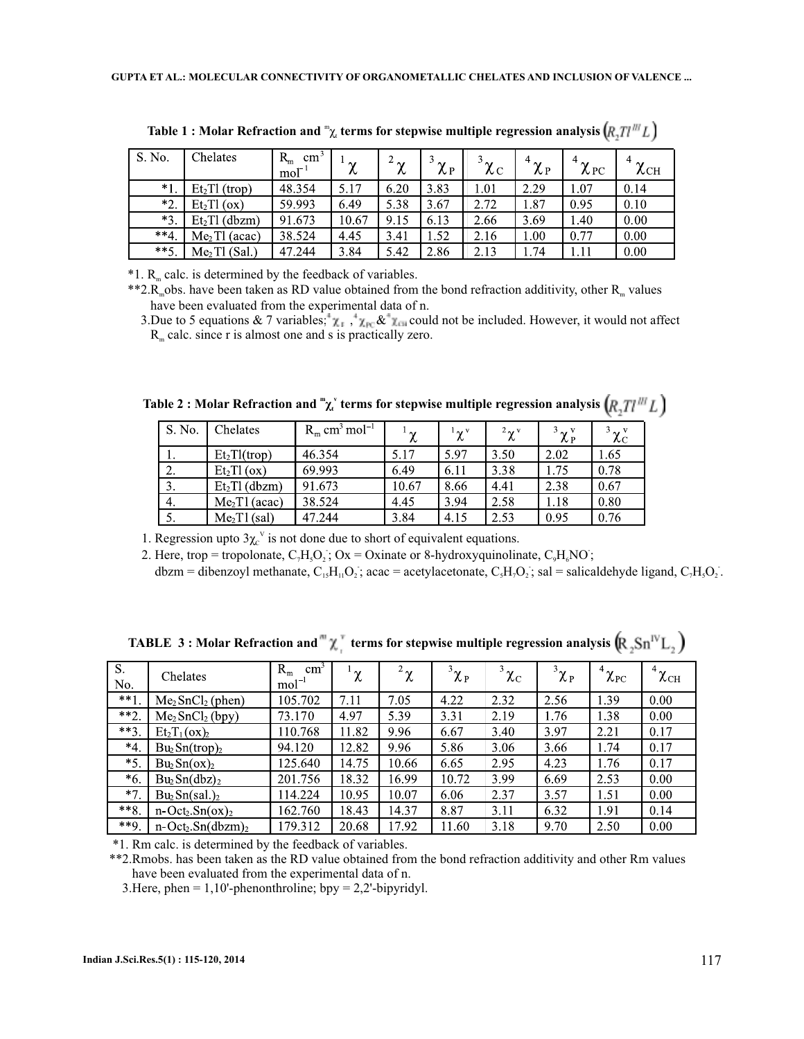**Table 1 : Molar Refraction and $^{m}\chi_{t}$ terms for stepwise multiple regression analysis $(R_2Tl^{III}L)$**

| S. No. | Chelates | $R_m$ $cm^3$ $mol^{-1}$ | $^1\chi$ | $^2\chi$ | $^3\chi_P$ | $^3\chi_C$ | $^4\chi_P$ | $^4\chi_{PC}$ | $^4\chi_{CH}$ |
|---|---|---|---|---|---|---|---|---|---|
| *1. | $Et_2Tl$ (trop) | 48.354 | 5.17 | 6.20 | 3.83 | 1.01 | 2.29 | 1.07 | 0.14 |
| *2. | $Et_2Tl$ (ox) | 59.993 | 6.49 | 5.38 | 3.67 | 2.72 | 1.87 | 0.95 | 0.10 |
| *3. | $Et_2Tl$ (dbzm) | 91.673 | 10.67 | 9.15 | 6.13 | 2.66 | 3.69 | 1.40 | 0.00 |
| **4. | $Me_2Tl$ (acac) | 38.524 | 4.45 | 3.41 | 1.52 | 2.16 | 1.00 | 0.77 | 0.00 |
| **5. | $Me_2Tl$ (Sal.) | 47.244 | 3.84 | 5.42 | 2.86 | 2.13 | 1.74 | 1.11 | 0.00 |

*1. $R_m$ calc. is determined by the feedback of variables.

**2. $R_m$obs. have been taken as RD value obtained from the bond refraction additivity, other $R_m$ values have been evaluated from the experimental data of n.

3. Due to 5 equations & 7 variables; $^4\chi_P$ , $^4\chi_{PC}$ & $^4\chi_{CH}$ could not be included. However, it would not affect $R_m$ calc. since r is almost one and s is practically zero.

**Table 2 : Molar Refraction and $^{m}\chi_{t}^{v}$ terms for stepwise multiple regression analysis $(R_2Tl^{III}L)$**

| S. No. | Chelates | $R_m$ $cm^3$ $mol^{-1}$ | $^1\chi$ | $^1\chi^v$ | $^2\chi^v$ | $^3\chi_P^v$ | $^3\chi_C^v$ |
|---|---|---|---|---|---|---|---|
| 1. | $Et_2Tl$(trop) | 46.354 | 5.17 | 5.97 | 3.50 | 2.02 | 1.65 |
| 2. | $Et_2Tl$ (ox) | 69.993 | 6.49 | 6.11 | 3.38 | 1.75 | 0.78 |
| 3. | $Et_2Tl$ (dbzm) | 91.673 | 10.67 | 8.66 | 4.41 | 2.38 | 0.67 |
| 4. | $Me_2Tl$ (acac) | 38.524 | 4.45 | 3.94 | 2.58 | 1.18 | 0.80 |
| 5. | $Me_2Tl$ (sal) | 47.244 | 3.84 | 4.15 | 2.53 | 0.95 | 0.76 |

1. Regression upto $3\chi_c^v$ is not done due to short of equivalent equations.

2. Here, trop = tropolonate, $C_7H_5O_2^-$; Ox = Oxinate or 8-hydroxyquinolinate, $C_9H_6NO^-$; dbzm = dibenzoyl methanate, $C_{15}H_{11}O_2^-$; acac = acetylacetonate, $C_5H_7O_2^-$; sal = salicaldehyde ligand, $C_7H_5O_2^-$.

**TABLE 3 : Molar Refraction and $^{m}\chi_{t}^{v}$ terms for stepwise multiple regression analysis $(R_2Sn^{IV}L_2)$**

| S. No. | Chelates | $R_m$ $cm^3$ $mol^{-1}$ | $^1\chi$ | $^2\chi$ | $^3\chi_P$ | $^3\chi_C$ | $^3\chi_P$ | $^4\chi_{PC}$ | $^4\chi_{CH}$ |
|---|---|---|---|---|---|---|---|---|---|
| **1. | $Me_2SnCl_2$ (phen) | 105.702 | 7.11 | 7.05 | 4.22 | 2.32 | 2.56 | 1.39 | 0.00 |
| **2. | $Me_2SnCl_2$ (bpy) | 73.170 | 4.97 | 5.39 | 3.31 | 2.19 | 1.76 | 1.38 | 0.00 |
| **3. | $Et_2T_1(ox)_2$ | 110.768 | 11.82 | 9.96 | 6.67 | 3.40 | 3.97 | 2.21 | 0.17 |
| *4. | $Bu_2Sn(trop)_2$ | 94.120 | 12.82 | 9.96 | 5.86 | 3.06 | 3.66 | 1.74 | 0.17 |
| *5. | $Bu_2Sn(ox)_2$ | 125.640 | 14.75 | 10.66 | 6.65 | 2.95 | 4.23 | 1.76 | 0.17 |
| *6. | $Bu_2Sn(dbz)_2$ | 201.756 | 18.32 | 16.99 | 10.72 | 3.99 | 6.69 | 2.53 | 0.00 |
| *7. | $Bu_2Sn(sal.)_2$ | 114.224 | 10.95 | 10.07 | 6.06 | 2.37 | 3.57 | 1.51 | 0.00 |
| **8. | n-$Oct_2.Sn(ox)_2$ | 162.760 | 18.43 | 14.37 | 8.87 | 3.11 | 6.32 | 1.91 | 0.14 |
| **9. | n-$Oct_2.Sn(dbzm)_2$ | 179.312 | 20.68 | 17.92 | 11.60 | 3.18 | 9.70 | 2.50 | 0.00 |

*1. Rm calc. is determined by the feedback of variables.

**2. Rmobs. has been taken as the RD value obtained from the bond refraction additivity and other Rm values have been evaluated from the experimental data of n.

3. Here, phen = 1,10'-phenonthroline; bpy = 2,2'-bipyridyl.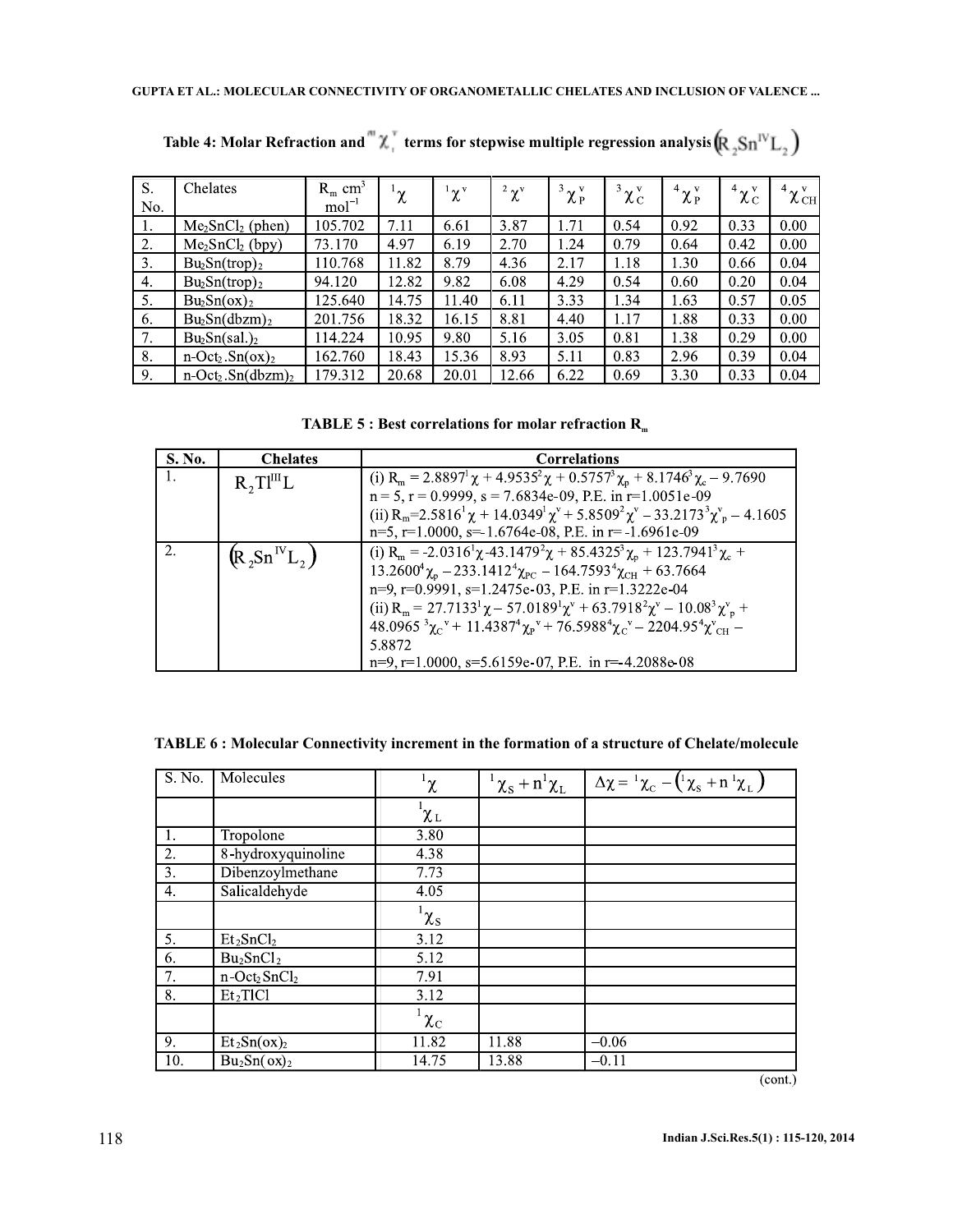**Table 4: Molar Refraction and ${}^{m}\chi_{t}^{v}$ terms for stepwise multiple regression analysis $\left(R_2Sn^{IV}L_2\right)$**

| S. No. | Chelates | $R_m$ cm$^3$ mol$^{-1}$ | ${}^{1}\chi$ | ${}^{1}\chi^{v}$ | ${}^{2}\chi^{v}$ | ${}^{3}\chi_{P}^{v}$ | ${}^{3}\chi_{C}^{v}$ | ${}^{4}\chi_{P}^{v}$ | ${}^{4}\chi_{C}^{v}$ | ${}^{4}\chi_{CH}^{v}$ |
|---|---|---|---|---|---|---|---|---|---|---|
| 1. | $Me_2SnCl_2$ (phen) | 105.702 | 7.11 | 6.61 | 3.87 | 1.71 | 0.54 | 0.92 | 0.33 | 0.00 |
| 2. | $Me_2SnCl_2$ (bpy) | 73.170 | 4.97 | 6.19 | 2.70 | 1.24 | 0.79 | 0.64 | 0.42 | 0.00 |
| 3. | $Bu_2Sn(trop)_2$ | 110.768 | 11.82 | 8.79 | 4.36 | 2.17 | 1.18 | 1.30 | 0.66 | 0.04 |
| 4. | $Bu_2Sn(trop)_2$ | 94.120 | 12.82 | 9.82 | 6.08 | 4.29 | 0.54 | 0.60 | 0.20 | 0.04 |
| 5. | $Bu_2Sn(ox)_2$ | 125.640 | 14.75 | 11.40 | 6.11 | 3.33 | 1.34 | 1.63 | 0.57 | 0.05 |
| 6. | $Bu_2Sn(dbzm)_2$ | 201.756 | 18.32 | 16.15 | 8.81 | 4.40 | 1.17 | 1.88 | 0.33 | 0.00 |
| 7. | $Bu_2Sn(sal.)_2$ | 114.224 | 10.95 | 9.80 | 5.16 | 3.05 | 0.81 | 1.38 | 0.29 | 0.00 |
| 8. | n-$Oct_2.Sn(ox)_2$ | 162.760 | 18.43 | 15.36 | 8.93 | 5.11 | 0.83 | 2.96 | 0.39 | 0.04 |
| 9. | n-$Oct_2.Sn(dbzm)_2$ | 179.312 | 20.68 | 20.01 | 12.66 | 6.22 | 0.69 | 3.30 | 0.33 | 0.04 |

**TABLE 5 : Best correlations for molar refraction $R_m$**

| S. No. | Chelates | Correlations |
|---|---|---|
| 1. | $R_2Tl^{III}L$ | (i) $R_m = 2.8897^{1}\chi + 4.9535^{2}\chi + 0.5757^{3}\chi_p + 8.1746^{3}\chi_c - 9.7690$ <br> n = 5, r = 0.9999, s = 7.6834e-09, P.E. in r=1.0051e-09 <br> (ii) $R_m = 2.5816^{1}\chi + 14.0349^{1}\chi^{v} + 5.8509^{2}\chi^{v} - 33.2173^{3}\chi^{v}_{p} - 4.1605$ <br> n=5, r=1.0000, s=-1.6764e-08, P.E. in r= -1.6961e-09 |
| 2. | $\left(R_2Sn^{IV}L_2\right)$ | (i) $R_m = -2.0316^{1}\chi - 43.1479^{2}\chi + 85.4325^{3}\chi_p + 123.7941^{3}\chi_c + 13.2600^{4}\chi_p - 233.1412^{4}\chi_{PC} - 164.7593^{4}\chi_{CH} + 63.7664$ <br> n=9, r=0.9991, s=1.2475e-03, P.E. in r=1.3222e-04 <br> (ii) $R_m = 27.7133^{1}\chi - 57.0189^{1}\chi^{v} + 63.7918^{2}\chi^{v} - 10.08^{3}\chi^{v}_{p} + 48.0965\,^{3}\chi_{C}^{v} + 11.4387^{4}\chi_{P}^{v} + 76.5988^{4}\chi_{C}^{v} - 2204.95^{4}\chi^{v}_{CH} - 5.8872$ <br> n=9, r=1.0000, s=5.6159e-07, P.E. in r=-4.2088e-08 |

**TABLE 6 : Molecular Connectivity increment in the formation of a structure of Chelate/molecule**

| S. No. | Molecules | ${}^{1}\chi$ | ${}^{1}\chi_S + n\,{}^{1}\chi_L$ | $\Delta\chi = {}^{1}\chi_C - \left({}^{1}\chi_S + n\,{}^{1}\chi_L\right)$ |
|---|---|---|---|---|
| | | ${}^{1}\chi_L$ | | |
| 1. | Tropolone | 3.80 | | |
| 2. | 8-hydroxyquinoline | 4.38 | | |
| 3. | Dibenzoylmethane | 7.73 | | |
| 4. | Salicaldehyde | 4.05 | | |
| | | ${}^{1}\chi_S$ | | |
| 5. | $Et_2SnCl_2$ | 3.12 | | |
| 6. | $Bu_2SnCl_2$ | 5.12 | | |
| 7. | n-$Oct_2SnCl_2$ | 7.91 | | |
| 8. | $Et_2TlCl$ | 3.12 | | |
| | | ${}^{1}\chi_C$ | | |
| 9. | $Et_2Sn(ox)_2$ | 11.82 | 11.88 | –0.06 |
| 10. | $Bu_2Sn(ox)_2$ | 14.75 | 13.88 | –0.11 |

(cont.)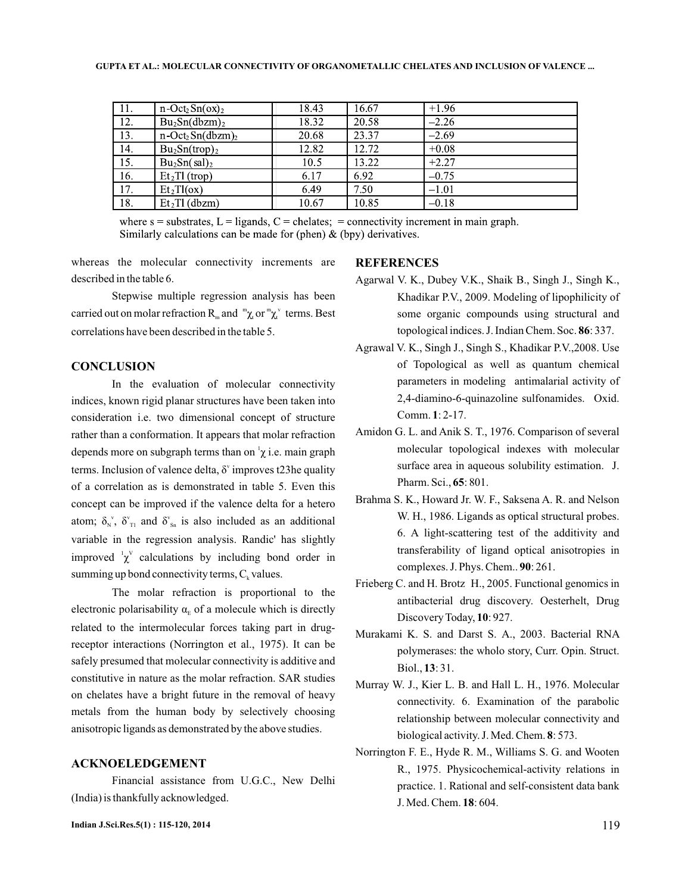| 11. | n-$Oct_2Sn(ox)_2$ | 18.43 | 16.67 | +1.96 |
|---|---|---|---|---|
| 12. | $Bu_2Sn(dbzm)_2$ | 18.32 | 20.58 | –2.26 |
| 13. | n-$Oct_2Sn(dbzm)_2$ | 20.68 | 23.37 | –2.69 |
| 14. | $Bu_2Sn(trop)_2$ | 12.82 | 12.72 | +0.08 |
| 15. | $Bu_2Sn(sal)_2$ | 10.5 | 13.22 | +2.27 |
| 16. | $Et_2Tl$ (trop) | 6.17 | 6.92 | –0.75 |
| 17. | $Et_2Tl(ox)$ | 6.49 | 7.50 | –1.01 |
| 18. | $Et_2Tl$ (dbzm) | 10.67 | 10.85 | –0.18 |

where s = substrates, L = ligands, C = chelates; = connectivity increment in main graph. Similarly calculations can be made for (phen) & (bpy) derivatives.

whereas the molecular connectivity increments are described in the table 6.

Stepwise multiple regression analysis has been carried out on molar refraction $R_m$ and ${}^m\chi_t$ or ${}^m\chi_t^v$ terms. Best correlations have been described in the table 5.

## CONCLUSION

In the evaluation of molecular connectivity indices, known rigid planar structures have been taken into consideration i.e. two dimensional concept of structure rather than a conformation. It appears that molar refraction depends more on subgraph terms than on ${}^1\chi$ i.e. main graph terms. Inclusion of valence delta, $\delta^v$ improves t23he quality of a correlation as is demonstrated in table 5. Even this concept can be improved if the valence delta for a hetero atom; $\delta_N^v$, $\delta_{Tl}^v$ and $\delta_{Sn}^v$ is also included as an additional variable in the regression analysis. Randic' has slightly improved ${}^1\chi^v$ calculations by including bond order in summing up bond connectivity terms, $C_k$ values.

The molar refraction is proportional to the electronic polarisability $\alpha_E$ of a molecule which is directly related to the intermolecular forces taking part in drug-receptor interactions (Norrington et al., 1975). It can be safely presumed that molecular connectivity is additive and constitutive in nature as the molar refraction. SAR studies on chelates have a bright future in the removal of heavy metals from the human body by selectively choosing anisotropic ligands as demonstrated by the above studies.

## ACKNOELEDGEMENT

Financial assistance from U.G.C., New Delhi (India) is thankfully acknowledged.

## REFERENCES

Agarwal V. K., Dubey V.K., Shaik B., Singh J., Singh K., Khadikar P.V., 2009. Modeling of lipophilicity of some organic compounds using structural and topological indices. J. Indian Chem. Soc. **86**: 337.

Agrawal V. K., Singh J., Singh S., Khadikar P.V.,2008. Use of Topological as well as quantum chemical parameters in modeling antimalarial activity of 2,4-diamino-6-quinazoline sulfonamides. Oxid. Comm. **1**: 2-17.

Amidon G. L. and Anik S. T., 1976. Comparison of several molecular topological indexes with molecular surface area in aqueous solubility estimation. J. Pharm. Sci., **65**: 801.

Brahma S. K., Howard Jr. W. F., Saksena A. R. and Nelson W. H., 1986. Ligands as optical structural probes. 6. A light-scattering test of the additivity and transferability of ligand optical anisotropies in complexes. J. Phys. Chem.. **90**: 261.

Frieberg C. and H. Brotz H., 2005. Functional genomics in antibacterial drug discovery. Oesterhelt, Drug Discovery Today, **10**: 927.

Murakami K. S. and Darst S. A., 2003. Bacterial RNA polymerases: the wholo story, Curr. Opin. Struct. Biol., **13**: 31.

Murray W. J., Kier L. B. and Hall L. H., 1976. Molecular connectivity. 6. Examination of the parabolic relationship between molecular connectivity and biological activity. J. Med. Chem. **8**: 573.

Norrington F. E., Hyde R. M., Williams S. G. and Wooten R., 1975. Physicochemical-activity relations in practice. 1. Rational and self-consistent data bank J. Med. Chem. **18**: 604.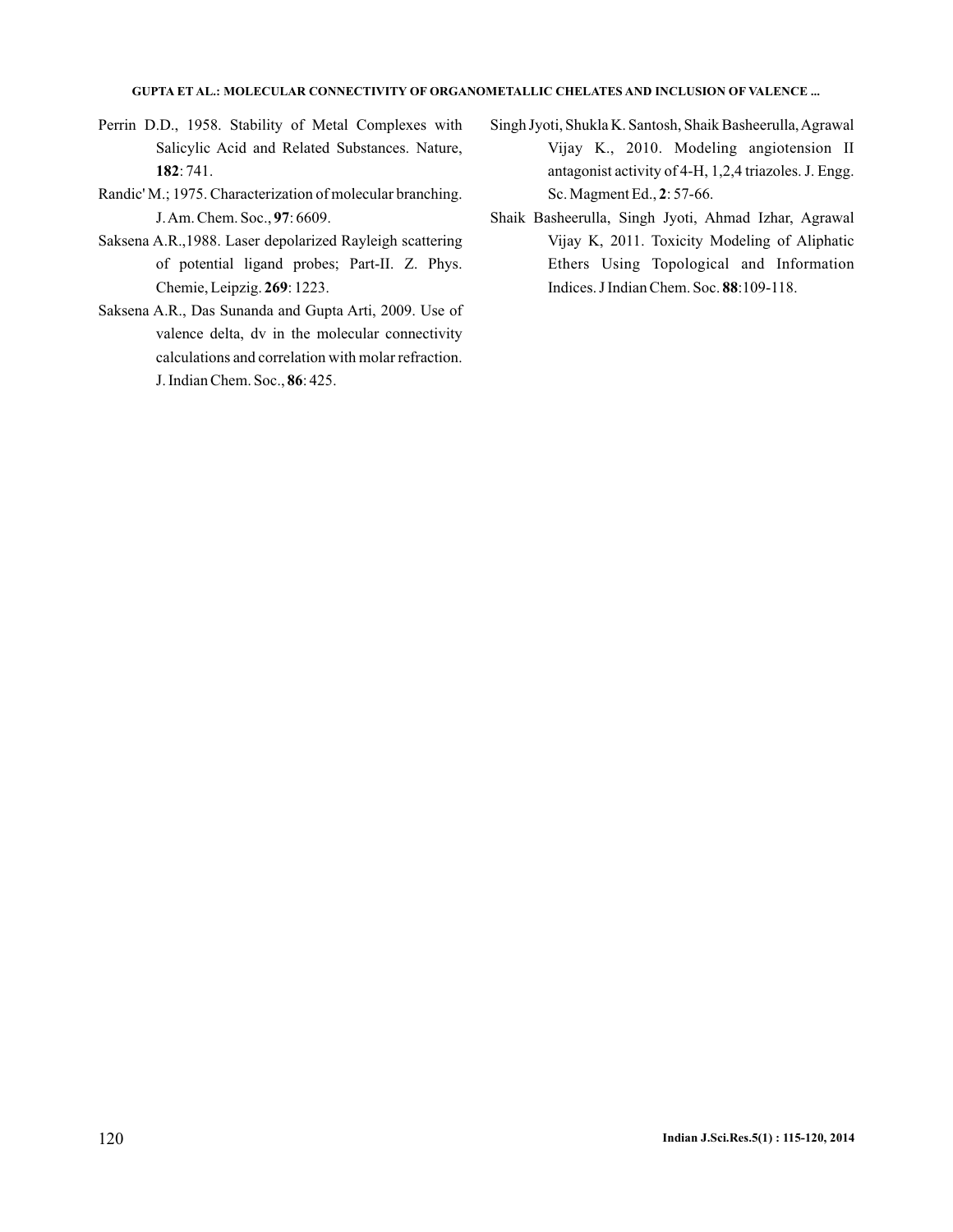Perrin D.D., 1958. Stability of Metal Complexes with Salicylic Acid and Related Substances. Nature, **182**: 741.

Randic' M.; 1975. Characterization of molecular branching. J. Am. Chem. Soc., **97**: 6609.

Saksena A.R.,1988. Laser depolarized Rayleigh scattering of potential ligand probes; Part-II. Z. Phys. Chemie, Leipzig. **269**: 1223.

Saksena A.R., Das Sunanda and Gupta Arti, 2009. Use of valence delta, dv in the molecular connectivity calculations and correlation with molar refraction. J. Indian Chem. Soc., **86**: 425.

Singh Jyoti, Shukla K. Santosh, Shaik Basheerulla, Agrawal Vijay K., 2010. Modeling angiotension II antagonist activity of 4-H, 1,2,4 triazoles. J. Engg. Sc. Magment Ed., **2**: 57-66.

Shaik Basheerulla, Singh Jyoti, Ahmad Izhar, Agrawal Vijay K, 2011. Toxicity Modeling of Aliphatic Ethers Using Topological and Information Indices. J Indian Chem. Soc. **88**:109-118.